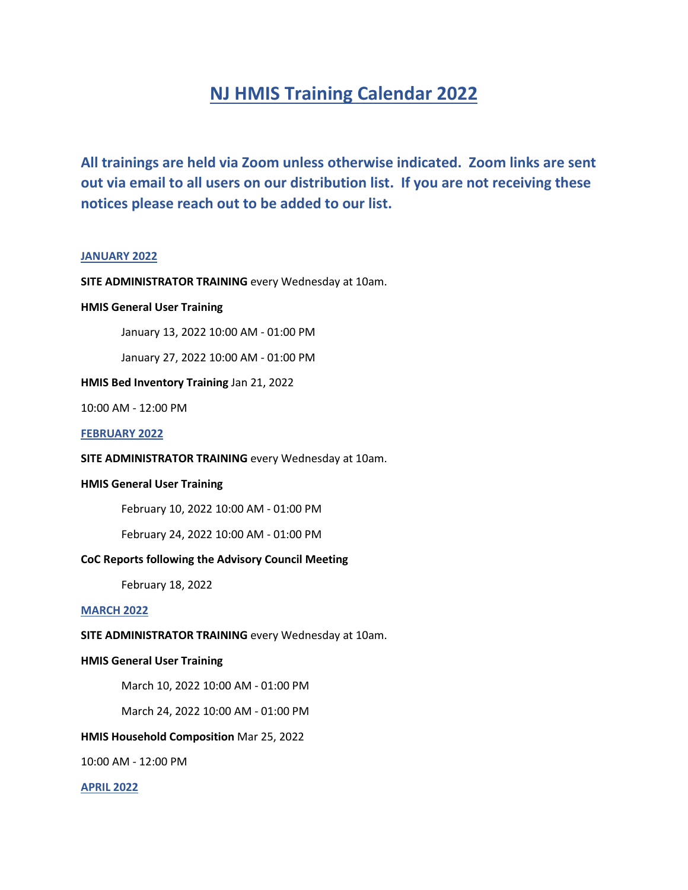# NJ HMIS Training Calendar 2022

## All trainings are held via Zoom unless otherwise indicated. Zoom links are sent out via email to all users on our distribution list. If you are not receiving these notices please reach out to be added to our list.

### JANUARY 2022

**SITE ADMINISTRATOR TRAINING** every Wednesday at 10am.

**HMIS General User Training**

January 13, 2022 10:00 AM - 01:00 PM

January 27, 2022 10:00 AM - 01:00 PM

**HMIS Bed Inventory Training** Jan 21, 2022

10:00 AM - 12:00 PM

### FEBRUARY 2022

**SITE ADMINISTRATOR TRAINING** every Wednesday at 10am.

**HMIS General User Training**

February 10, 2022 10:00 AM - 01:00 PM

February 24, 2022 10:00 AM - 01:00 PM

**CoC Reports following the Advisory Council Meeting**

February 18, 2022

### MARCH 2022

**SITE ADMINISTRATOR TRAINING** every Wednesday at 10am.

**HMIS General User Training**

March 10, 2022 10:00 AM - 01:00 PM

March 24, 2022 10:00 AM - 01:00 PM

**HMIS Household Composition** Mar 25, 2022

10:00 AM - 12:00 PM

### APRIL 2022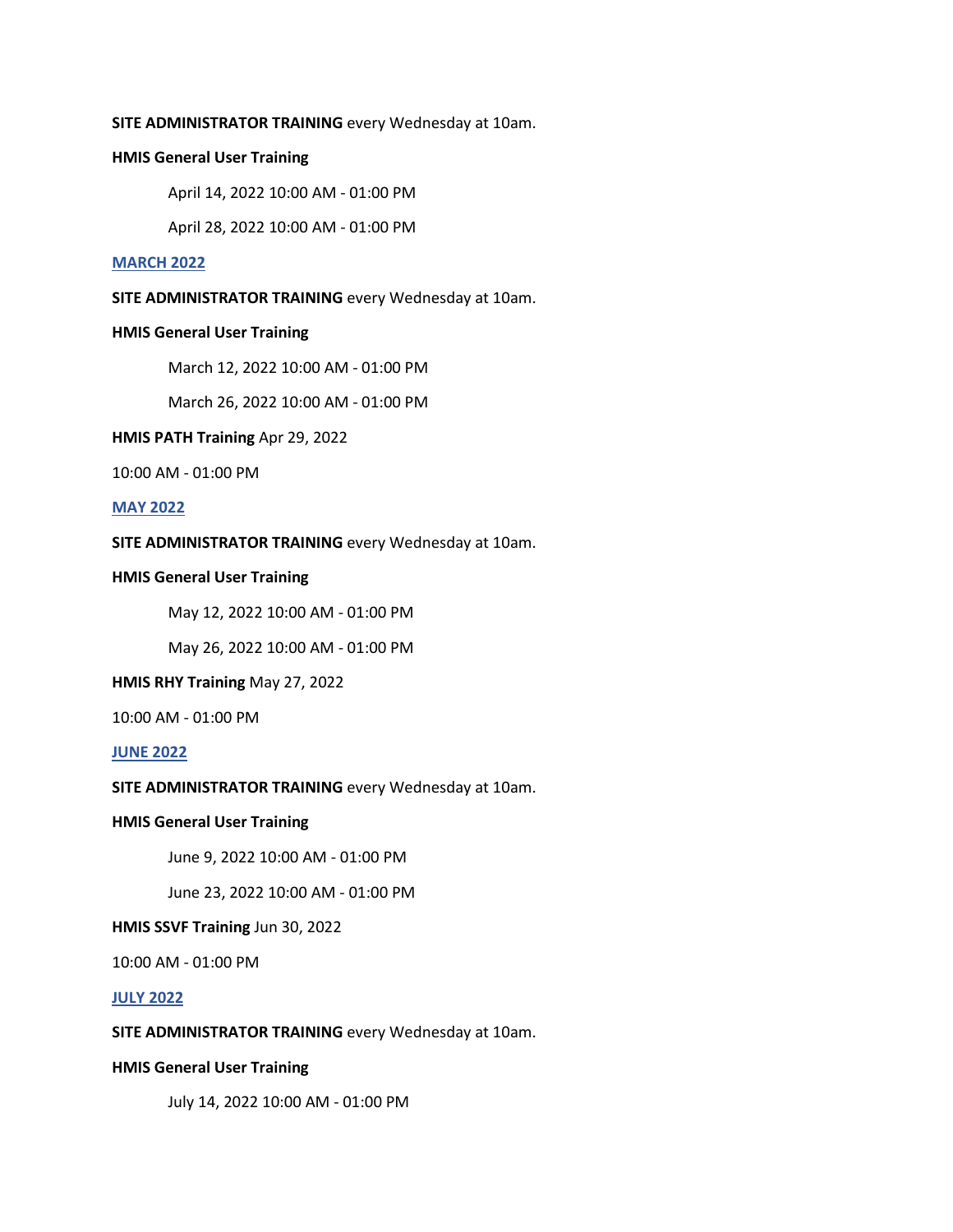**SITE ADMINISTRATOR TRAINING** every Wednesday at 10am.

**HMIS General User Training**

April 14, 2022 10:00 AM - 01:00 PM

April 28, 2022 10:00 AM - 01:00 PM

## MARCH 2022

**SITE ADMINISTRATOR TRAINING** every Wednesday at 10am.

**HMIS General User Training**

March 12, 2022 10:00 AM - 01:00 PM

March 26, 2022 10:00 AM - 01:00 PM

**HMIS PATH Training** Apr 29, 2022

10:00 AM - 01:00 PM

## MAY 2022

**SITE ADMINISTRATOR TRAINING** every Wednesday at 10am.

**HMIS General User Training**

May 12, 2022 10:00 AM - 01:00 PM

May 26, 2022 10:00 AM - 01:00 PM

**HMIS RHY Training** May 27, 2022

10:00 AM - 01:00 PM

## JUNE 2022

**SITE ADMINISTRATOR TRAINING** every Wednesday at 10am.

**HMIS General User Training**

June 9, 2022 10:00 AM - 01:00 PM

June 23, 2022 10:00 AM - 01:00 PM

**HMIS SSVF Training** Jun 30, 2022

10:00 AM - 01:00 PM

## JULY 2022

**SITE ADMINISTRATOR TRAINING** every Wednesday at 10am.

**HMIS General User Training**

July 14, 2022 10:00 AM - 01:00 PM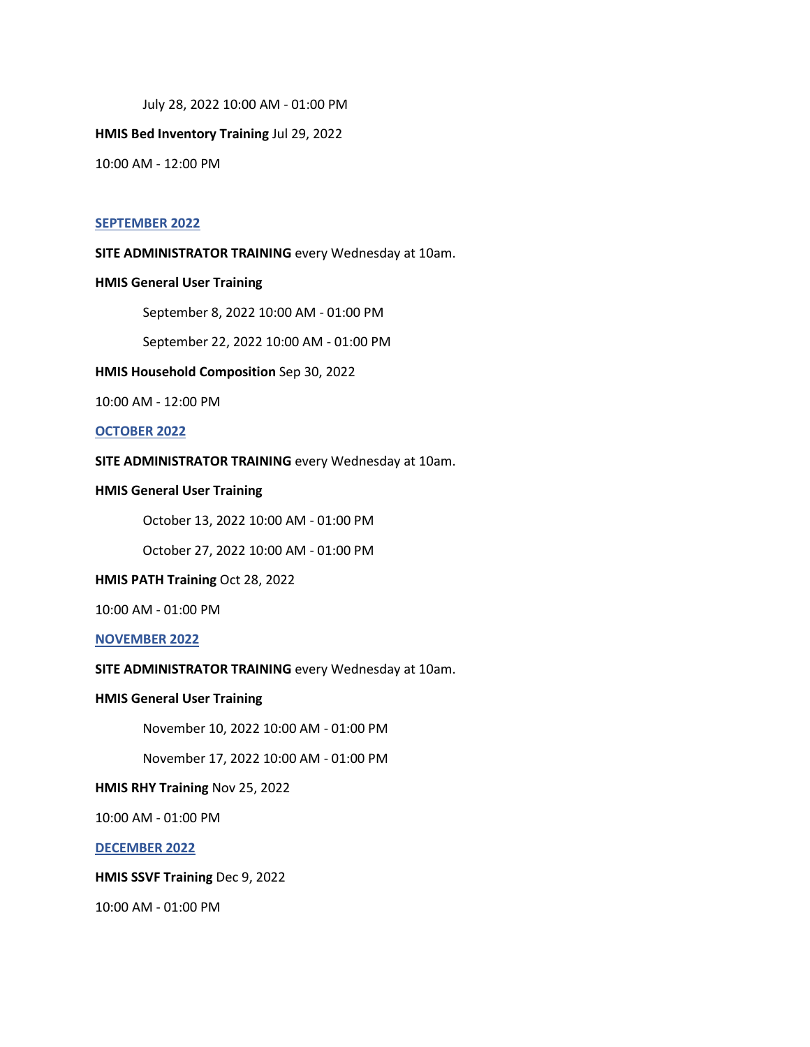July 28, 2022 10:00 AM - 01:00 PM

**HMIS Bed Inventory Training** Jul 29, 2022

10:00 AM - 12:00 PM

## SEPTEMBER 2022

**SITE ADMINISTRATOR TRAINING** every Wednesday at 10am.

**HMIS General User Training**

September 8, 2022 10:00 AM - 01:00 PM

September 22, 2022 10:00 AM - 01:00 PM

**HMIS Household Composition** Sep 30, 2022

10:00 AM - 12:00 PM

## OCTOBER 2022

**SITE ADMINISTRATOR TRAINING** every Wednesday at 10am.

**HMIS General User Training**

October 13, 2022 10:00 AM - 01:00 PM

October 27, 2022 10:00 AM - 01:00 PM

**HMIS PATH Training** Oct 28, 2022

10:00 AM - 01:00 PM

## NOVEMBER 2022

**SITE ADMINISTRATOR TRAINING** every Wednesday at 10am.

**HMIS General User Training**

November 10, 2022 10:00 AM - 01:00 PM

November 17, 2022 10:00 AM - 01:00 PM

**HMIS RHY Training** Nov 25, 2022

10:00 AM - 01:00 PM

## DECEMBER 2022

**HMIS SSVF Training** Dec 9, 2022

10:00 AM - 01:00 PM